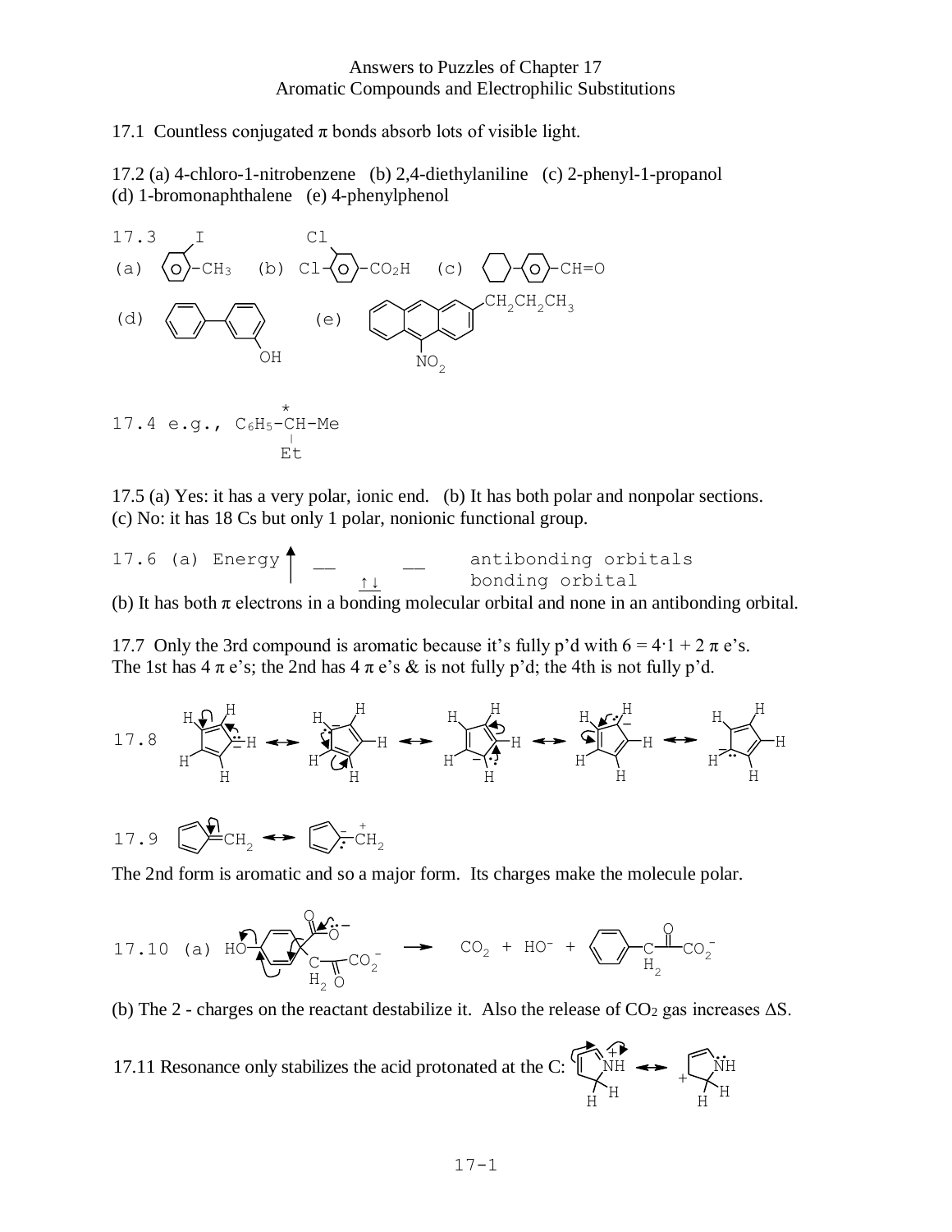Answers to Puzzles of Chapter 17
Aromatic Compounds and Electrophilic Substitutions

17.1 Countless conjugated π bonds absorb lots of visible light.

17.2 (a) 4-chloro-1-nitrobenzene (b) 2,4-diethylaniline (c) 2-phenyl-1-propanol
(d) 1-bromonaphthalene (e) 4-phenylphenol

17.3 (a) (b) (c) (d) (e)

17.4 e.g., $C_6H_5$-CH(*)-Me with Et on the starred carbon

17.5 (a) Yes: it has a very polar, ionic end. (b) It has both polar and nonpolar sections.
(c) No: it has 18 Cs but only 1 polar, nonionic functional group.

17.6 (a) Energy ↑ __ ↑↓ __ antibonding orbitals / bonding orbital

(b) It has both π electrons in a bonding molecular orbital and none in an antibonding orbital.

17.7 Only the 3rd compound is aromatic because it's fully p'd with $6 = 4\cdot1 + 2$ π e's.
The 1st has 4 π e's; the 2nd has 4 π e's & is not fully p'd; the 4th is not fully p'd.

17.8

17.9 The 2nd form is aromatic and so a major form. Its charges make the molecule polar.

17.10 (a) → $CO_2$ + $HO^-$ +

(b) The 2 - charges on the reactant destabilize it. Also the release of $CO_2$ gas increases ΔS.

17.11 Resonance only stabilizes the acid protonated at the C: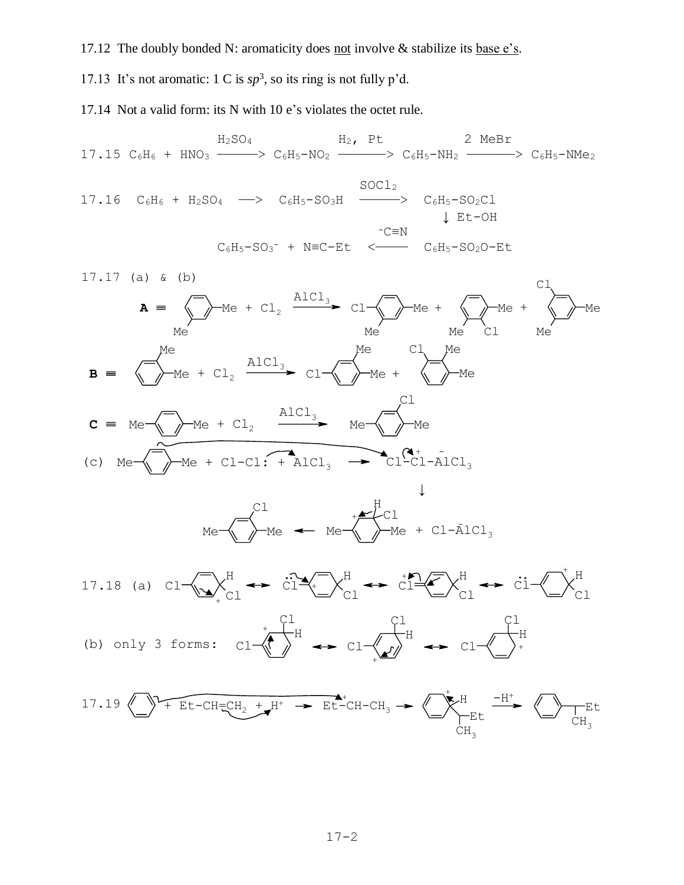17.12 The doubly bonded N: aromaticity does not involve & stabilize its base e's.

17.13 It's not aromatic: 1 C is $sp^3$, so its ring is not fully p'd.

17.14 Not a valid form: its N with 10 e's violates the octet rule.

17.15 $C_6H_6 + HNO_3 \xrightarrow{H_2SO_4} C_6H_5\text{-}NO_2 \xrightarrow{H_2,\ Pt} C_6H_5\text{-}NH_2 \xrightarrow{2\ MeBr} C_6H_5\text{-}NMe_2$

17.16 $C_6H_6 + H_2SO_4 \longrightarrow C_6H_5\text{-}SO_3H \xrightarrow{SOCl_2} C_6H_5\text{-}SO_2Cl$

$\downarrow$ Et-OH

$C_6H_5\text{-}SO_3^- + N{\equiv}C\text{-}Et \xleftarrow{^-C{\equiv}N} C_6H_5\text{-}SO_2O\text{-}Et$

17.17 (a) & (b)

**A** ≡ (m-xylene) + $Cl_2$ $\xrightarrow{AlCl_3}$ (4-chloro-1,3-dimethylbenzene) + (2-chloro-1,3-dimethylbenzene) + (5-chloro-1,3-dimethylbenzene)

**B** ≡ (o-xylene) + $Cl_2$ $\xrightarrow{AlCl_3}$ (4-chloro-1,2-dimethylbenzene) + (3-chloro-1,2-dimethylbenzene)

**C** ≡ Me–C6H4–Me (p-xylene) + $Cl_2$ $\xrightarrow{AlCl_3}$ (2-chloro-1,4-dimethylbenzene)

(c) Me–C6H4–Me + Cl-Cl: + $AlCl_3$ ⟶ $Cl\text{-}\overset{+}{Cl}\text{-}\overset{-}{Al}Cl_3$

↓

(2-chloro-1,4-dimethylbenzene) ⟵ (arenium ion with H and Cl on sp³ C) + $Cl\text{-}\bar{Al}Cl_3$

17.18 (a) Cl–(arenium ion, H, Cl) ⟷ $\ddot{Cl}$–(+) ⟷ $\overset{+}{Cl}$= ⟷ $\ddot{Cl}$–(+)

(b) only 3 forms: Cl–(arenium ion, Cl, H, +) ⟷ Cl–(+) ⟷ Cl–(+)

17.19 (benzene) + $Et\text{-}CH{=}CH_2$ + $H^+$ ⟶ $Et\text{-}\overset{+}{C}H\text{-}CH_3$ ⟶ (arenium ion with H and $CH(Et)CH_3$) $\xrightarrow{-H^+}$ $C_6H_5\text{-}CH(CH_3)\text{-}Et$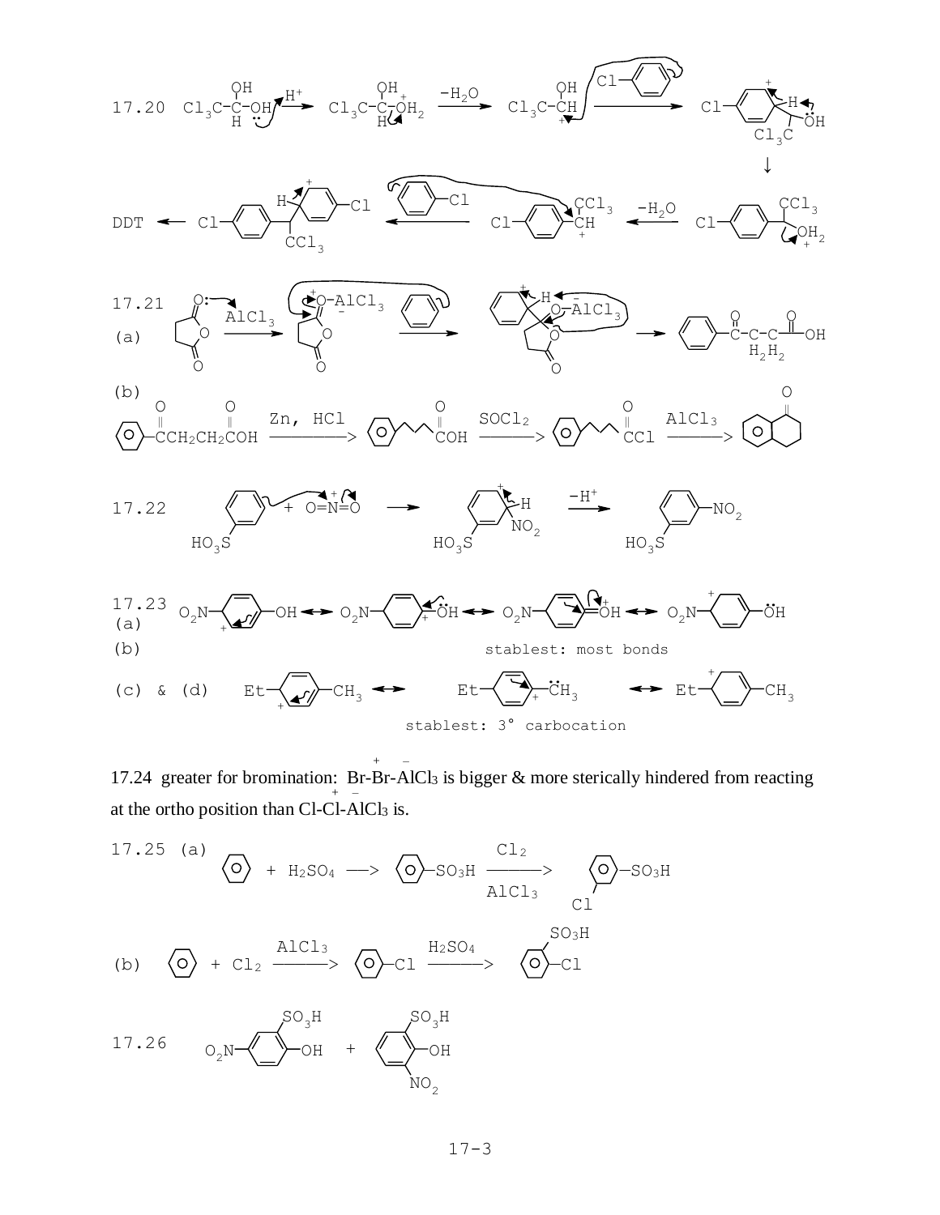17.20 $Cl_3C\text{-}CH(OH)\text{-}OH \xrightarrow{H^+} Cl_3C\text{-}CH(OH)\text{-}OH_2^+ \xrightarrow{-H_2O} Cl_3C\text{-}\overset{+}{C}H(OH)$ ; Cl–C₆H₄ (chlorobenzene) attacks → arenium ion with H and $CH(OH)CCl_3$ → loss of $H^+$ → $Cl\text{-}C_6H_4\text{-}CH(OH)CCl_3$ → protonation to $-OH_2^+$ → $-H_2O$ → $Cl\text{-}C_6H_4\text{-}\overset{+}{C}H\text{-}CCl_3$ ; chlorobenzene attacks → arenium ion → loss of $H^+$ → $(Cl\text{-}C_6H_4)_2CH\text{-}CCl_3$ → DDT

17.21 (a) succinic anhydride + $AlCl_3$ → $O^+\text{-}AlCl_3^-$ complex; benzene attacks the activated carbonyl → arenium ion; loss of H and ring opening → $C_6H_5\text{-}C(=O)\text{-}CH_2\text{-}CH_2\text{-}C(=O)\text{-}OH$

(b) $C_6H_5\text{-}C(=O)CH_2CH_2C(=O)OH \xrightarrow{Zn,\ HCl} C_6H_5CH_2CH_2CH_2COOH \xrightarrow{SOCl_2} C_6H_5CH_2CH_2CH_2COCl \xrightarrow{AlCl_3}$ α-tetralone (1-tetralone)

17.22 $HO_3S\text{-}C_6H_5 + O{=}\overset{+}{N}{=}O \rightarrow$ arenium ion (H, $NO_2$ meta to $SO_3H$) $\xrightarrow{-H^+}$ m-$HO_3S\text{-}C_6H_4\text{-}NO_2$

17.23 (a) resonance structures of protonated (arenium) $O_2N\text{-}C_6H_5\text{-}OH$: + charge at carbon bearing $NO_2$ ↔ + ortho/para ↔ $=\overset{+}{O}H$ ↔ + at carbon bearing $NO_2$ (with $\ddot{O}H$)

(b) stablest: most bonds

(c) & (d) resonance structures of Et–(arenium)–$CH_3$: + charge adjacent ↔ + at carbon bearing $CH_3$ ↔ + at carbon bearing Et

stablest: 3° carbocation

17.24 greater for bromination: $Br\text{-}\overset{+}{Br}\text{-}\overset{-}{AlCl_3}$ is bigger & more sterically hindered from reacting at the ortho position than $Cl\text{-}\overset{+}{Cl}\text{-}\overset{-}{AlCl_3}$ is.

17.25 (a) benzene $+ H_2SO_4 \longrightarrow C_6H_5\text{-}SO_3H \xrightarrow[AlCl_3]{Cl_2}$ m-chlorobenzenesulfonic acid

(b) benzene $+ Cl_2 \xrightarrow{AlCl_3} C_6H_5\text{-}Cl \xrightarrow{H_2SO_4}$ o-chlorobenzenesulfonic acid

17.26 2-hydroxy-5-nitrobenzenesulfonic acid ($O_2N$ para to OH, $SO_3H$ ortho to OH) + 2-hydroxy-3-nitrobenzenesulfonic acid ($SO_3H$ and $NO_2$ both ortho to OH)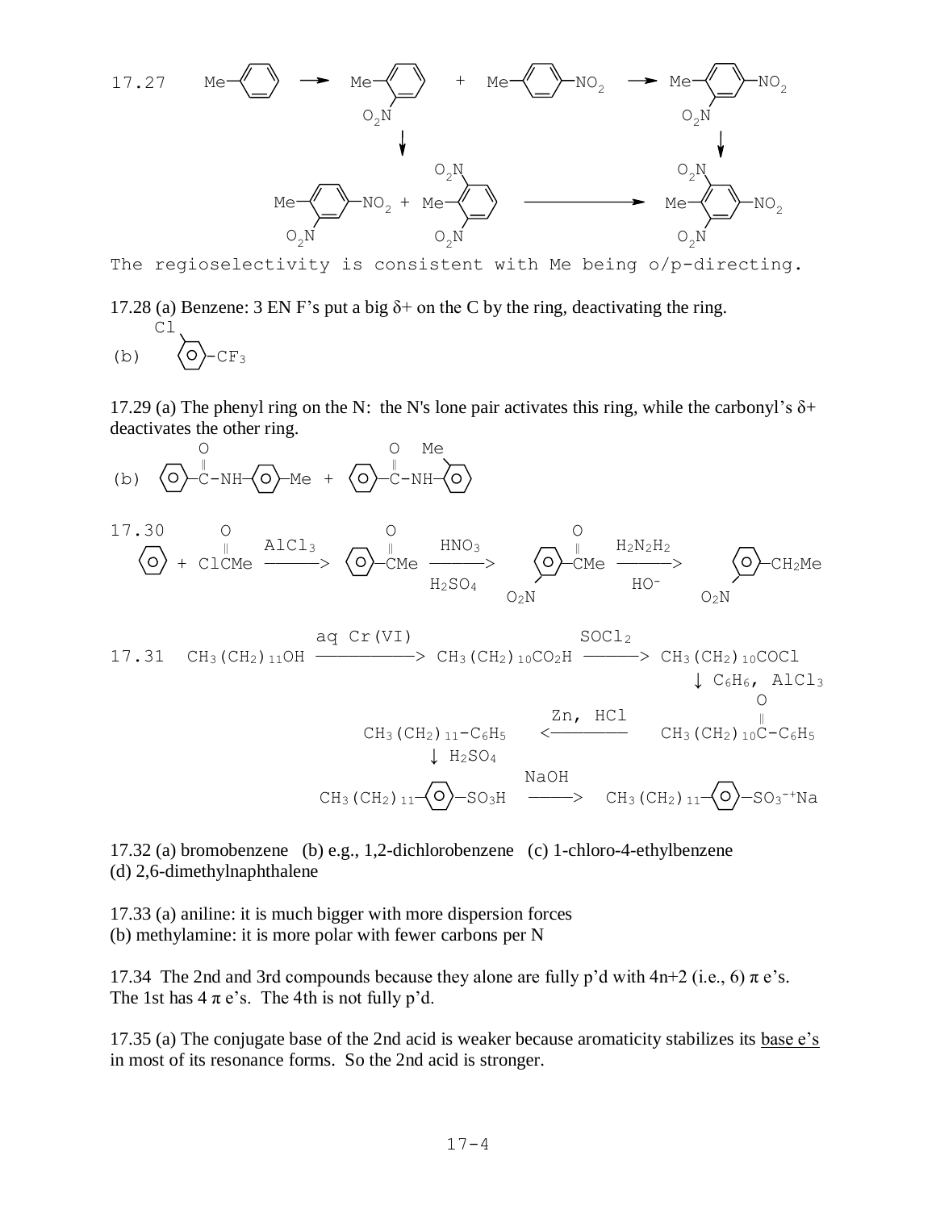17.27 Me–C₆H₅ → (o-nitrotoluene) + (p-nitrotoluene) → 2,4-dinitrotoluene

(o-nitrotoluene) ↓ → 2,4-dinitrotoluene + 2,6-dinitrotoluene → 2,4,6-trinitrotoluene

(2,4-dinitrotoluene) ↓ → 2,4,6-trinitrotoluene

The regioselectivity is consistent with Me being o/p-directing.

17.28 (a) Benzene: 3 EN F's put a big δ+ on the C by the ring, deactivating the ring.

(b) m-chloro-CF₃-benzene (Cl meta to $CF_3$)

17.29 (a) The phenyl ring on the N: the N's lone pair activates this ring, while the carbonyl's δ+ deactivates the other ring.

(b) $C_6H_5$–C(=O)–NH–$C_6H_4$–Me (para) + $C_6H_5$–C(=O)–NH–$C_6H_4$–Me (ortho)

17.30 benzene + ClC(=O)Me —$AlCl_3$→ $C_6H_5$C(=O)Me —$HNO_3$, $H_2SO_4$→ m-$O_2N$–$C_6H_4$–C(=O)Me —$H_2N_2H_2$, $HO^-$→ m-$O_2N$–$C_6H_4$–$CH_2$Me

17.31 $CH_3(CH_2)_{11}OH$ —aq Cr(VI)→ $CH_3(CH_2)_{10}CO_2H$ —$SOCl_2$→ $CH_3(CH_2)_{10}COCl$

↓ $C_6H_6$, $AlCl_3$

$CH_3(CH_2)_{11}$–$C_6H_5$ ←Zn, HCl— $CH_3(CH_2)_{10}$C(=O)–$C_6H_5$

↓ $H_2SO_4$

$CH_3(CH_2)_{11}$–$C_6H_4$–$SO_3H$ —NaOH→ $CH_3(CH_2)_{11}$–$C_6H_4$–$SO_3^{-+}Na$

17.32 (a) bromobenzene (b) e.g., 1,2-dichlorobenzene (c) 1-chloro-4-ethylbenzene
(d) 2,6-dimethylnaphthalene

17.33 (a) aniline: it is much bigger with more dispersion forces
(b) methylamine: it is more polar with fewer carbons per N

17.34 The 2nd and 3rd compounds because they alone are fully p'd with 4n+2 (i.e., 6) π e's. The 1st has 4 π e's. The 4th is not fully p'd.

17.35 (a) The conjugate base of the 2nd acid is weaker because aromaticity stabilizes its base e's in most of its resonance forms. So the 2nd acid is stronger.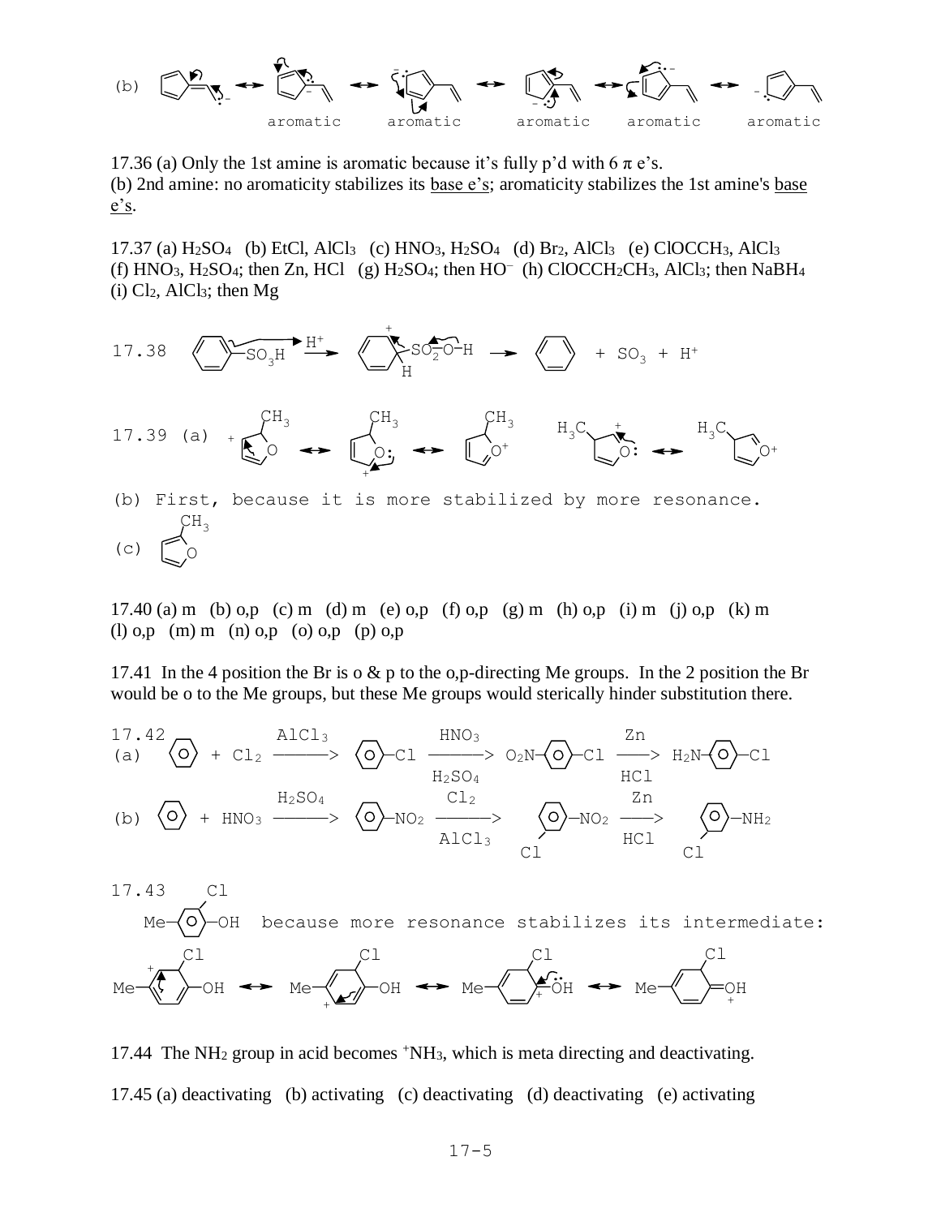(b) aromatic aromatic aromatic aromatic aromatic

17.36 (a) Only the 1st amine is aromatic because it's fully p'd with 6 π e's.
(b) 2nd amine: no aromaticity stabilizes its base e's; aromaticity stabilizes the 1st amine's base e's.

17.37 (a) $H_2SO_4$ (b) EtCl, $AlCl_3$ (c) $HNO_3$, $H_2SO_4$ (d) $Br_2$, $AlCl_3$ (e) $ClOCCH_3$, $AlCl_3$
(f) $HNO_3$, $H_2SO_4$; then Zn, HCl (g) $H_2SO_4$; then $HO^-$ (h) $ClOCCH_2CH_3$, $AlCl_3$; then $NaBH_4$
(i) $Cl_2$, $AlCl_3$; then Mg

17.38 $\xrightarrow{H^+}$ ... $\rightarrow$ + $SO_3$ + $H^+$

17.39 (a)

(b) First, because it is more stabilized by more resonance.

(c)

17.40 (a) m (b) o,p (c) m (d) m (e) o,p (f) o,p (g) m (h) o,p (i) m (j) o,p (k) m
(l) o,p (m) m (n) o,p (o) o,p (p) o,p

17.41 In the 4 position the Br is o & p to the o,p-directing Me groups. In the 2 position the Br would be o to the Me groups, but these Me groups would sterically hinder substitution there.

17.42
(a) benzene + $Cl_2$ $\xrightarrow{AlCl_3}$ chlorobenzene $\xrightarrow[H_2SO_4]{HNO_3}$ $O_2N$–$C_6H_4$–Cl $\xrightarrow[HCl]{Zn}$ $H_2N$–$C_6H_4$–Cl

(b) benzene + $HNO_3$ $\xrightarrow{H_2SO_4}$ nitrobenzene $\xrightarrow[AlCl_3]{Cl_2}$ (m-Cl)$C_6H_4$–$NO_2$ $\xrightarrow[HCl]{Zn}$ (m-Cl)$C_6H_4$–$NH_2$

17.43 Me–$C_6H_3$(Cl)–OH because more resonance stabilizes its intermediate:

17.44 The $NH_2$ group in acid becomes $^+NH_3$, which is meta directing and deactivating.

17.45 (a) deactivating (b) activating (c) deactivating (d) deactivating (e) activating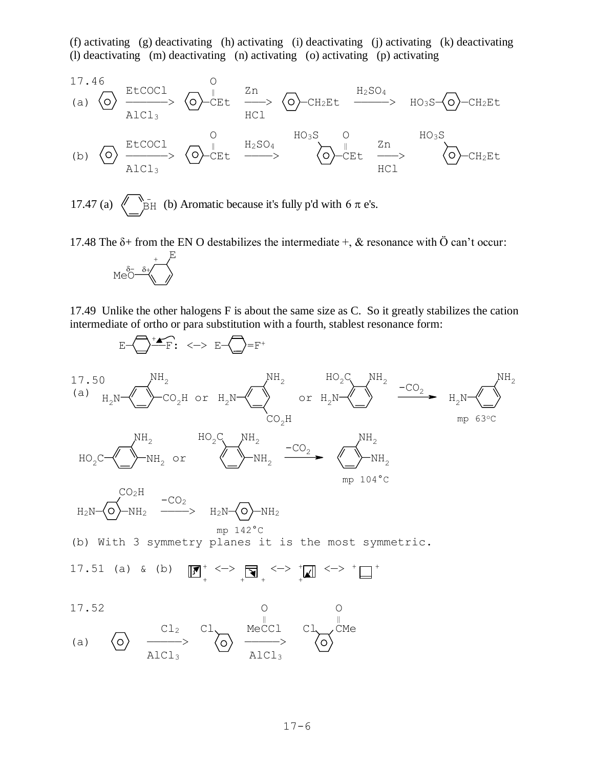(f) activating (g) deactivating (h) activating (i) deactivating (j) activating (k) deactivating (l) deactivating (m) deactivating (n) activating (o) activating (p) activating

17.46

(a) benzene $\xrightarrow[AlCl_3]{EtCOCl}$ PhC(=O)Et $\xrightarrow[HCl]{Zn}$ $PhCH_2Et$ $\xrightarrow{H_2SO_4}$ $HO_3S$–$C_6H_4$–$CH_2Et$

(b) benzene $\xrightarrow[AlCl_3]{EtCOCl}$ PhC(=O)Et $\xrightarrow{H_2SO_4}$ ($HO_3S$)$C_6H_4$C(=O)Et $\xrightarrow[HCl]{Zn}$ ($HO_3S$)$C_6H_4CH_2Et$

17.47 (a) $\overset{-}{B}H$ (b) Aromatic because it's fully p'd with 6 π e's.

17.48 The δ+ from the EN O destabilizes the intermediate +, & resonance with Ö can't occur:

MeÖ$^{\delta-}$–$^{\delta+}$(ring with + and E)

17.49 Unlike the other halogens F is about the same size as C. So it greatly stabilizes the cation intermediate of ortho or para substitution with a fourth, stablest resonance form:

E–(ring)$^+$–F: <–> E–(ring)=$F^+$

17.50

(a) $H_2N$–$C_6H_3(NH_2)$–$CO_2H$ or $H_2N$–$C_6H_3(NH_2)(CO_2H)$ or $H_2N$–$C_6H_3(NH_2)(HO_2C)$ $\xrightarrow{-CO_2}$ $H_2N$–$C_6H_4$–$NH_2$ (meta), mp 63°C

$HO_2C$–$C_6H_3(NH_2)$–$NH_2$ or ($HO_2C$)$C_6H_3(NH_2)NH_2$ $\xrightarrow{-CO_2}$ $C_6H_4(NH_2)_2$ (ortho), mp 104°C

$H_2N$–$C_6H_3(CO_2H)$–$NH_2$ $\xrightarrow{-CO_2}$ $H_2N$–$C_6H_4$–$NH_2$ (para), mp 142°C

(b) With 3 symmetry planes it is the most symmetric.

17.51 (a) & (b) (resonance forms) <–> <–> <–>

17.52

(a) benzene $\xrightarrow[AlCl_3]{Cl_2}$ PhCl $\xrightarrow[AlCl_3]{MeC(=O)Cl}$ Cl–$C_6H_4$–C(=O)Me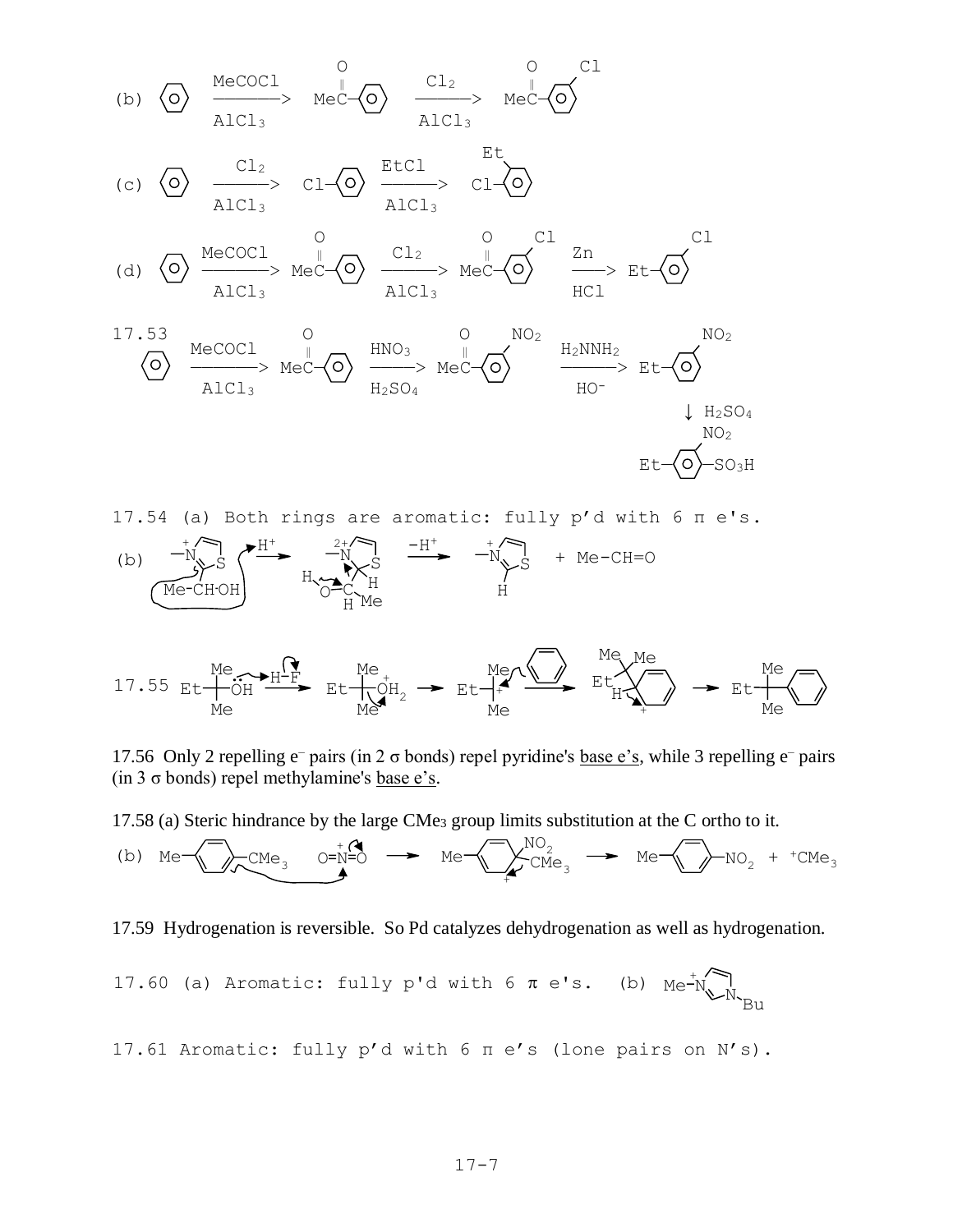(b) benzene $\xrightarrow[AlCl_3]{MeCOCl}$ MeC(=O)–C₆H₅ $\xrightarrow[AlCl_3]{Cl_2}$ MeC(=O)–C₆H₄–Cl

(c) benzene $\xrightarrow[AlCl_3]{Cl_2}$ Cl–C₆H₅ $\xrightarrow[AlCl_3]{EtCl}$ Cl–C₆H₄–Et

(d) benzene $\xrightarrow[AlCl_3]{MeCOCl}$ MeC(=O)–C₆H₅ $\xrightarrow[AlCl_3]{Cl_2}$ MeC(=O)–C₆H₄–Cl $\xrightarrow[HCl]{Zn}$ Et–C₆H₄–Cl

17.53 benzene $\xrightarrow[AlCl_3]{MeCOCl}$ MeC(=O)–C₆H₅ $\xrightarrow[H_2SO_4]{HNO_3}$ MeC(=O)–C₆H₄–$NO_2$ $\xrightarrow[HO^-]{H_2NNH_2}$ Et–C₆H₄–$NO_2$ $\xrightarrow{H_2SO_4}$ Et–C₆H₃($NO_2$)–$SO_3H$

17.54 (a) Both rings are aromatic: fully p'd with 6 π e's.

(b) thiazolium with Me–CH·OH substituent $\xrightarrow{H^+}$ $^{2+}$ intermediate (H–O=C(H)Me) $\xrightarrow{-H^+}$ thiazolium C–H + Me-CH=O

17.55 Et–C(Me)₂–ÖH + H–F → Et–C(Me)₂–$OH_2^+$ → Et–C$^+$(Me)₂ + benzene → arenium ion (Et, Me, Me, H) → Et–C(Me)₂–C₆H₅

17.56 Only 2 repelling e⁻ pairs (in 2 σ bonds) repel pyridine's <u>base e's</u>, while 3 repelling e⁻ pairs (in 3 σ bonds) repel methylamine's <u>base e's</u>.

17.58 (a) Steric hindrance by the large $CMe_3$ group limits substitution at the C ortho to it.

(b) Me–C₆H₄–$CMe_3$ + O=$\overset{+}{N}$=O → Me–C₆H₄$^+$(NO₂)(CMe₃) → Me–C₆H₄–$NO_2$ + $^+CMe_3$

17.59 Hydrogenation is reversible. So Pd catalyzes dehydrogenation as well as hydrogenation.

17.60 (a) Aromatic: fully p'd with 6 π e's. (b) Me–$\overset{+}{N}$ imidazolium N–Bu

17.61 Aromatic: fully p'd with 6 π e's (lone pairs on N's).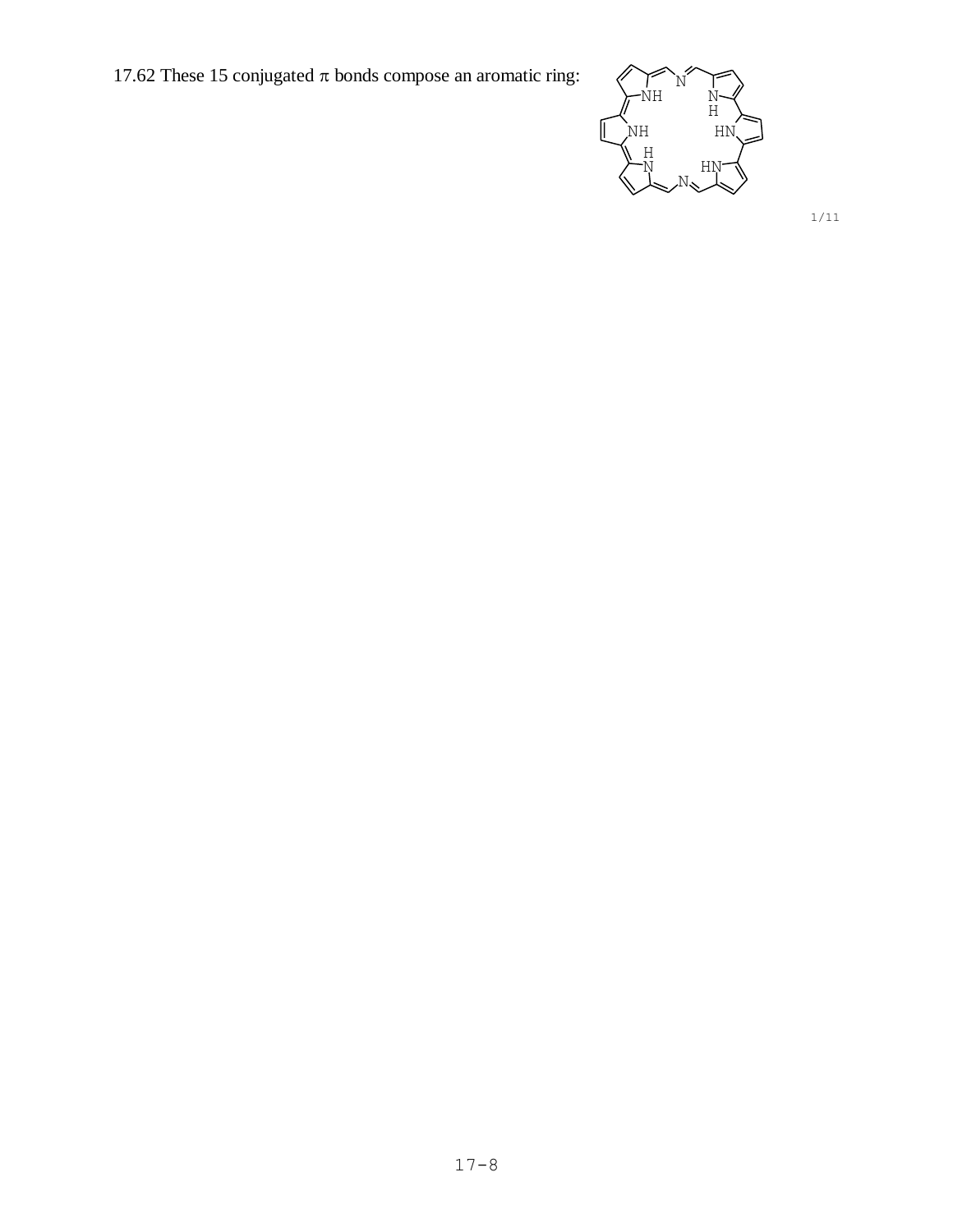17.62 These 15 conjugated π bonds compose an aromatic ring: